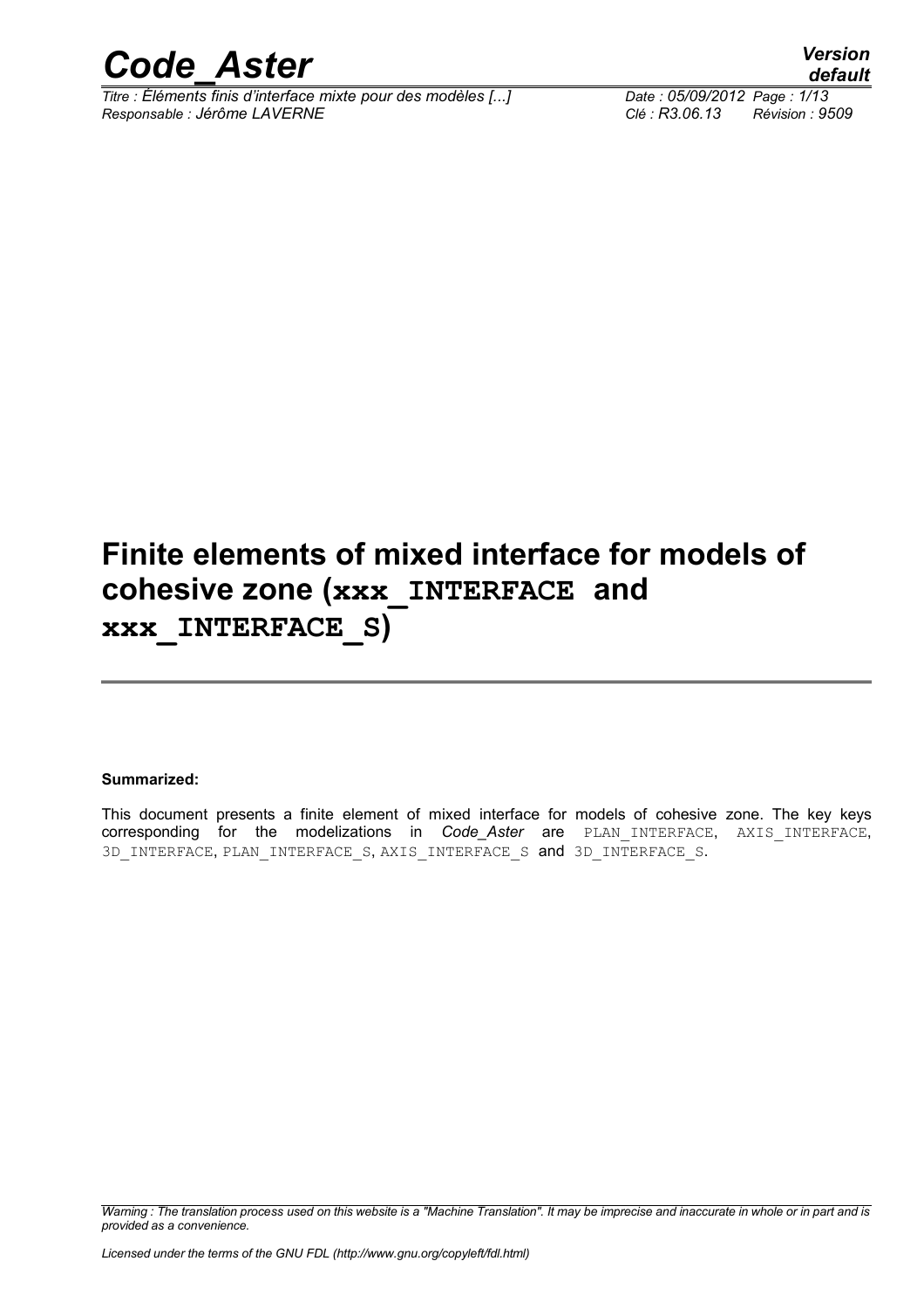# Finite elements of mixed interface for models of cohesive zone (xxx_INTERFACE and xxx_INTERFACE_S)

**Summarized:**

This document presents a finite element of mixed interface for models of cohesive zone. The key keys corresponding for the modelizations in *Code_Aster* are PLAN_INTERFACE, AXIS_INTERFACE, 3D_INTERFACE, PLAN_INTERFACE_S, AXIS_INTERFACE_S and 3D_INTERFACE_S.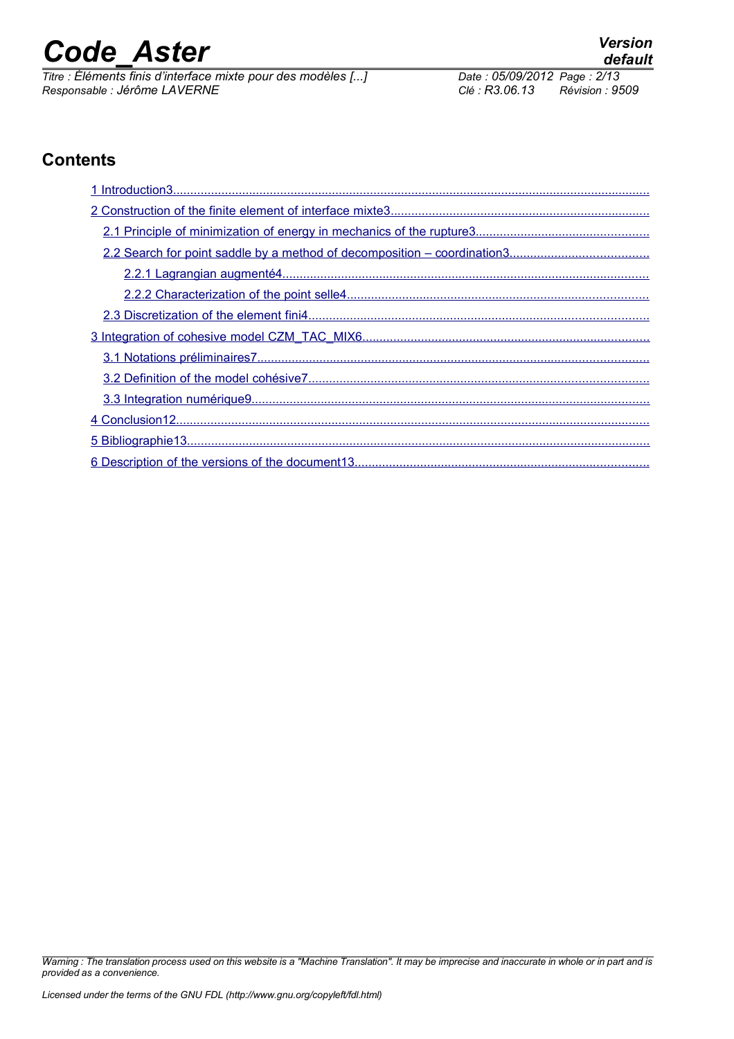## Contents

1 Introduction3

2 Construction of the finite element of interface mixte3

2.1 Principle of minimization of energy in mechanics of the rupture3

2.2 Search for point saddle by a method of decomposition – coordination3

2.2.1 Lagrangian augmenté4

2.2.2 Characterization of the point selle4

2.3 Discretization of the element fini4

3 Integration of cohesive model CZM_TAC_MIX6

3.1 Notations préliminaires7

3.2 Definition of the model cohésive7

3.3 Integration numérique9

4 Conclusion12

5 Bibliographie13

6 Description of the versions of the document13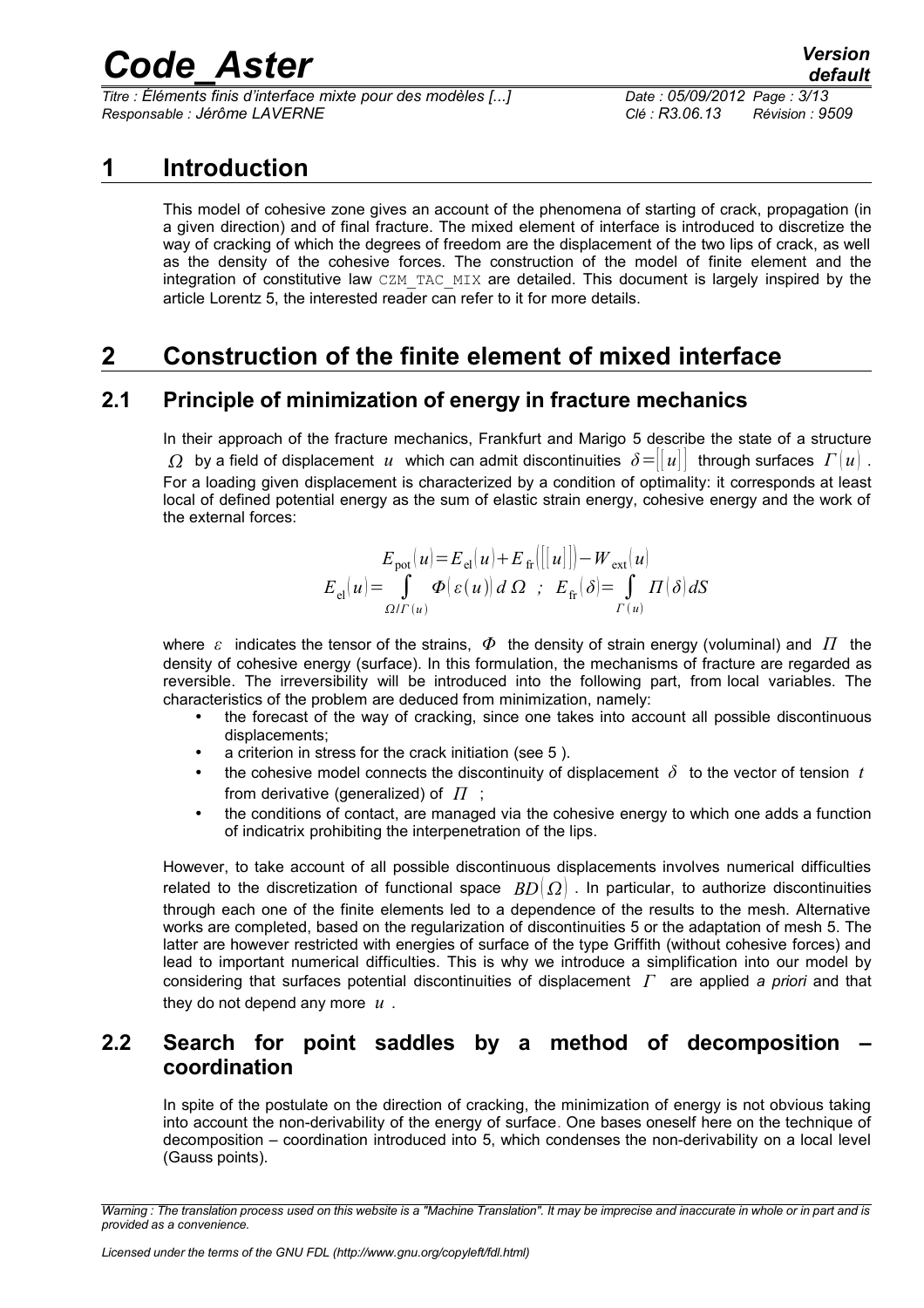# 1 Introduction

This model of cohesive zone gives an account of the phenomena of starting of crack, propagation (in a given direction) and of final fracture. The mixed element of interface is introduced to discretize the way of cracking of which the degrees of freedom are the displacement of the two lips of crack, as well as the density of the cohesive forces. The construction of the model of finite element and the integration of constitutive law CZM_TAC_MIX are detailed. This document is largely inspired by the article Lorentz 5, the interested reader can refer to it for more details.

# 2 Construction of the finite element of mixed interface

## 2.1 Principle of minimization of energy in fracture mechanics

In their approach of the fracture mechanics, Frankfurt and Marigo 5 describe the state of a structure $\Omega$ by a field of displacement $u$ which can admit discontinuities $\delta = [\![u]\!]$ through surfaces $\Gamma(u)$. For a loading given displacement is characterized by a condition of optimality: it corresponds at least local of defined potential energy as the sum of elastic strain energy, cohesive energy and the work of the external forces:

$$E_{\text{pot}}(u) = E_{\text{el}}(u) + E_{\text{fr}}([\![u]\!]) - W_{\text{ext}}(u)$$
$$E_{\text{el}}(u) = \int_{\Omega/\Gamma(u)} \Phi(\varepsilon(u))\, d\Omega \;\; ; \;\; E_{\text{fr}}(\delta) = \int_{\Gamma(u)} \Pi(\delta)\, dS$$

where $\varepsilon$ indicates the tensor of the strains, $\Phi$ the density of strain energy (voluminal) and $\Pi$ the density of cohesive energy (surface). In this formulation, the mechanisms of fracture are regarded as reversible. The irreversibility will be introduced into the following part, from local variables. The characteristics of the problem are deduced from minimization, namely:

- the forecast of the way of cracking, since one takes into account all possible discontinuous displacements;
- a criterion in stress for the crack initiation (see 5 ).
- the cohesive model connects the discontinuity of displacement $\delta$ to the vector of tension $t$ from derivative (generalized) of $\Pi$ ;
- the conditions of contact, are managed via the cohesive energy to which one adds a function of indicatrix prohibiting the interpenetration of the lips.

However, to take account of all possible discontinuous displacements involves numerical difficulties related to the discretization of functional space $BD(\Omega)$. In particular, to authorize discontinuities through each one of the finite elements led to a dependence of the results to the mesh. Alternative works are completed, based on the regularization of discontinuities 5 or the adaptation of mesh 5. The latter are however restricted with energies of surface of the type Griffith (without cohesive forces) and lead to important numerical difficulties. This is why we introduce a simplification into our model by considering that surfaces potential discontinuities of displacement $\Gamma$ are applied *a priori* and that they do not depend any more $u$.

## 2.2 Search for point saddles by a method of decomposition – coordination

In spite of the postulate on the direction of cracking, the minimization of energy is not obvious taking into account the non-derivability of the energy of surface. One bases oneself here on the technique of decomposition – coordination introduced into 5, which condenses the non-derivability on a local level (Gauss points).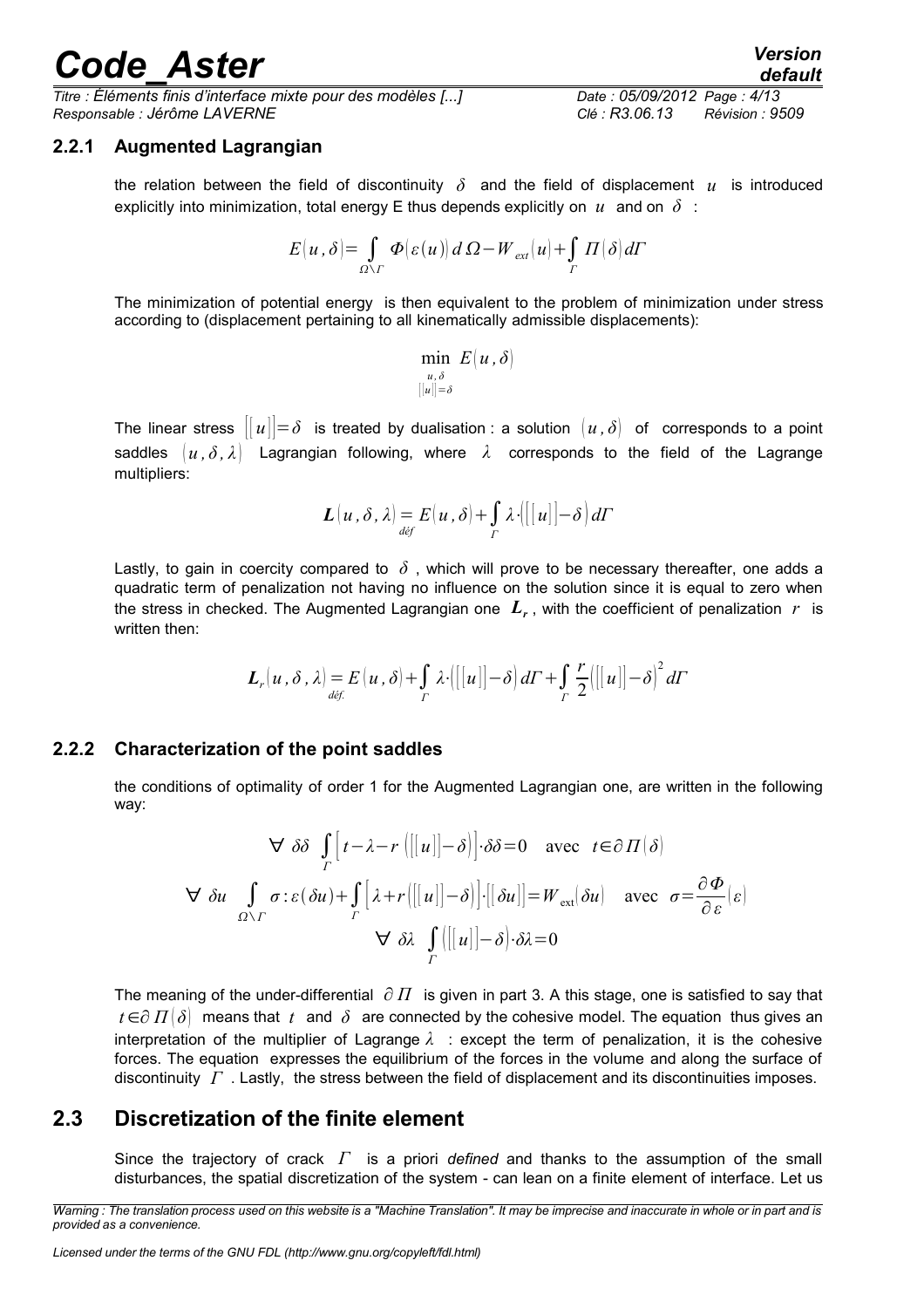### 2.2.1 Augmented Lagrangian

the relation between the field of discontinuity $\delta$ and the field of displacement $u$ is introduced explicitly into minimization, total energy E thus depends explicitly on $u$ and on $\delta$ :

$$E(u,\delta)=\int_{\Omega\setminus\Gamma}\Phi(\varepsilon(u))\,d\Omega-W_{ext}(u)+\int_{\Gamma}\Pi(\delta)\,d\Gamma$$

The minimization of potential energy is then equivalent to the problem of minimization under stress according to (displacement pertaining to all kinematically admissible displacements):

$$\min_{\substack{u,\delta\\ [[u]]=\delta}} E(u,\delta)$$

The linear stress $[[u]]=\delta$ is treated by dualisation : a solution $(u,\delta)$ of corresponds to a point saddles $(u,\delta,\lambda)$ Lagrangian following, where $\lambda$ corresponds to the field of the Lagrange multipliers:

$$\boldsymbol{L}(u,\delta,\lambda)\underset{déf}{=}E(u,\delta)+\int_{\Gamma}\lambda\cdot([[u]]-\delta)\,d\Gamma$$

Lastly, to gain in coercity compared to $\delta$ , which will prove to be necessary thereafter, one adds a quadratic term of penalization not having no influence on the solution since it is equal to zero when the stress in checked. The Augmented Lagrangian one $\boldsymbol{L}_r$ , with the coefficient of penalization $r$ is written then:

$$\boldsymbol{L}_r(u,\delta,\lambda)\underset{déf.}{=}E(u,\delta)+\int_{\Gamma}\lambda\cdot([[u]]-\delta)\,d\Gamma+\int_{\Gamma}\frac{r}{2}([[u]]-\delta)^2\,d\Gamma$$

### 2.2.2 Characterization of the point saddles

the conditions of optimality of order 1 for the Augmented Lagrangian one, are written in the following way:

$$\forall\ \delta\delta\ \int_{\Gamma}\left[t-\lambda-r\left([[u]]-\delta\right)\right]\cdot\delta\delta=0\quad\text{avec}\quad t\in\partial\Pi(\delta)$$

$$\forall\ \delta u\ \int_{\Omega\setminus\Gamma}\sigma:\varepsilon(\delta u)+\int_{\Gamma}\left[\lambda+r\left([[u]]-\delta\right)\right]\cdot[[\delta u]]=W_{\text{ext}}(\delta u)\quad\text{avec}\quad\sigma=\frac{\partial\Phi}{\partial\varepsilon}(\varepsilon)$$

$$\forall\ \delta\lambda\ \int_{\Gamma}\left([[u]]-\delta\right)\cdot\delta\lambda=0$$

The meaning of the under-differential $\partial\Pi$ is given in part 3. A this stage, one is satisfied to say that $t\in\partial\Pi(\delta)$ means that $t$ and $\delta$ are connected by the cohesive model. The equation thus gives an interpretation of the multiplier of Lagrange $\lambda$ : except the term of penalization, it is the cohesive forces. The equation expresses the equilibrium of the forces in the volume and along the surface of discontinuity $\Gamma$ . Lastly, the stress between the field of displacement and its discontinuities imposes.

## 2.3 Discretization of the finite element

Since the trajectory of crack $\Gamma$ is a priori *defined* and thanks to the assumption of the small disturbances, the spatial discretization of the system - can lean on a finite element of interface. Let us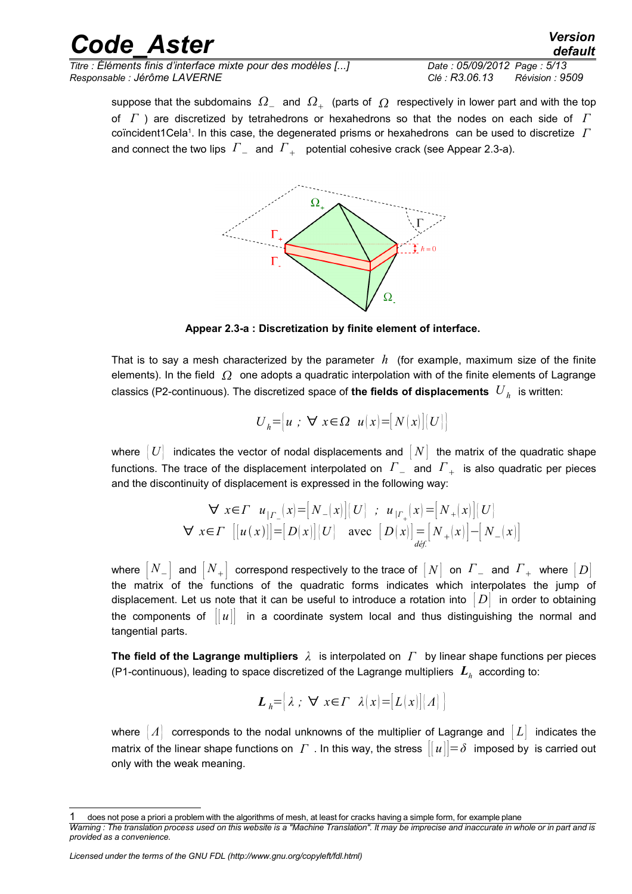suppose that the subdomains $\Omega_-$ and $\Omega_+$ (parts of $\Omega$ respectively in lower part and with the top of $\Gamma$ ) are discretized by tetrahedrons or hexahedrons so that the nodes on each side of $\Gamma$ coïncident1Cela[1]. In this case, the degenerated prisms or hexahedrons can be used to discretize $\Gamma$ and connect the two lips $\Gamma_-$ and $\Gamma_+$ potential cohesive crack (see Appear 2.3-a).

**Appear 2.3-a : Discretization by finite element of interface.**

That is to say a mesh characterized by the parameter $h$ (for example, maximum size of the finite elements). In the field $\Omega$ one adopts a quadratic interpolation with of the finite elements of Lagrange classics (P2-continuous). The discretized space of **the fields of displacements** $U_h$ is written:

$$U_h = \{u \; ; \; \forall \; x \in \Omega \;\; u(x) = [N(x)]\{U\}\}$$

where $\{U\}$ indicates the vector of nodal displacements and $[N]$ the matrix of the quadratic shape functions. The trace of the displacement interpolated on $\Gamma_-$ and $\Gamma_+$ is also quadratic per pieces and the discontinuity of displacement is expressed in the following way:

$$\forall \; x \in \Gamma \quad u_{|\Gamma_-}(x) = [N_-(x)]\{U\} \;\; ; \;\; u_{|\Gamma_+}(x) = [N_+(x)]\{U\}$$
$$\forall \; x \in \Gamma \quad [[u(x)]] = [D(x)]\{U\} \quad \text{avec} \quad [D(x)] \underset{déf.}{=} [N_+(x)] - [N_-(x)]$$

where $[N_-]$ and $[N_+]$ correspond respectively to the trace of $[N]$ on $\Gamma_-$ and $\Gamma_+$ where $[D]$ the matrix of the functions of the quadratic forms indicates which interpolates the jump of displacement. Let us note that it can be useful to introduce a rotation into $[D]$ in order to obtaining the components of $[[u]]$ in a coordinate system local and thus distinguishing the normal and tangential parts.

**The field of the Lagrange multipliers** $\lambda$ is interpolated on $\Gamma$ by linear shape functions per pieces (P1-continuous), leading to space discretized of the Lagrange multipliers $\boldsymbol{L}_h$ according to:

$$\boldsymbol{L}_h = \{\lambda \; ; \; \forall \; x \in \Gamma \;\; \lambda(x) = [L(x)]\{\Lambda\}\}$$

where $\{\Lambda\}$ corresponds to the nodal unknowns of the multiplier of Lagrange and $[L]$ indicates the matrix of the linear shape functions on $\Gamma$ . In this way, the stress $[[u]] = \delta$ imposed by is carried out only with the weak meaning.

1 does not pose a priori a problem with the algorithms of mesh, at least for cracks having a simple form, for example plane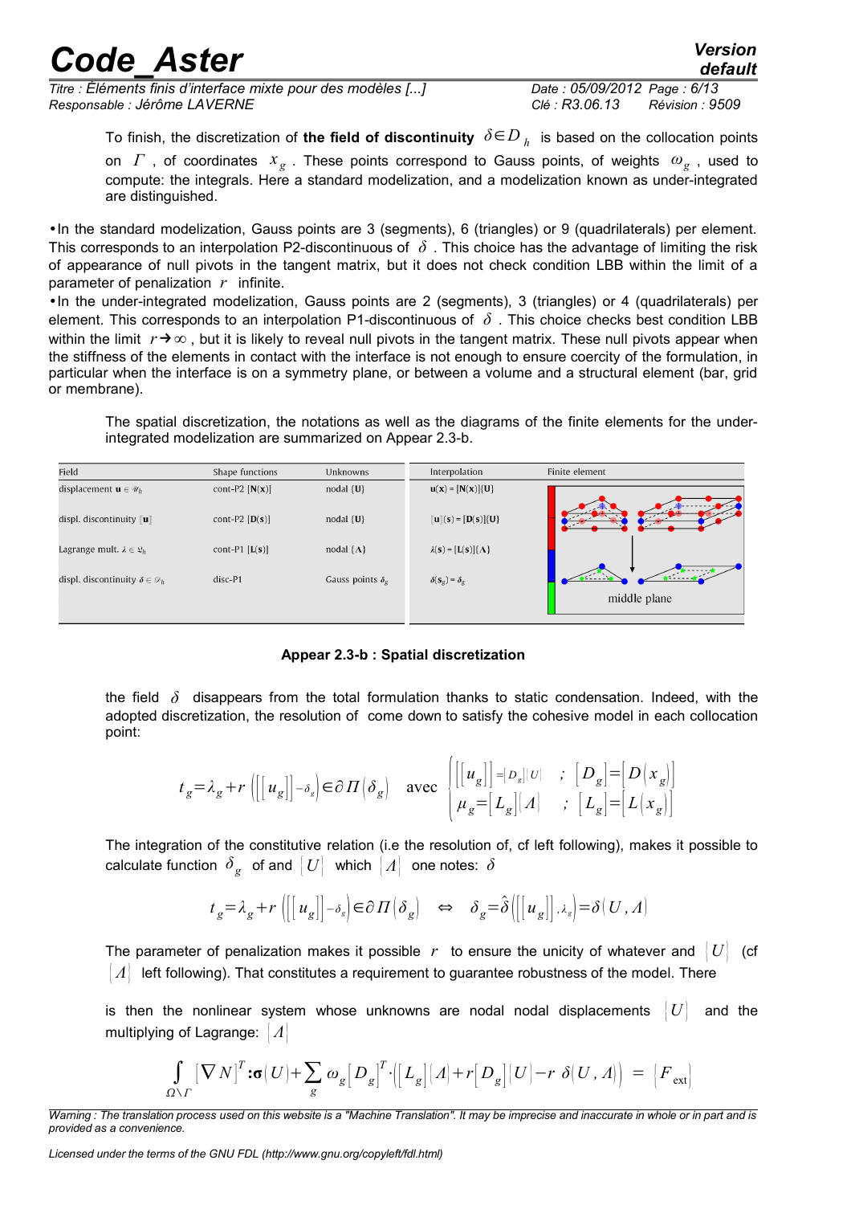To finish, the discretization of **the field of discontinuity** $\delta \in D_h$ is based on the collocation points on $\Gamma$, of coordinates $x_g$. These points correspond to Gauss points, of weights $\omega_g$, used to compute: the integrals. Here a standard modelization, and a modelization known as under-integrated are distinguished.

- In the standard modelization, Gauss points are 3 (segments), 6 (triangles) or 9 (quadrilaterals) per element. This corresponds to an interpolation P2-discontinuous of $\delta$. This choice has the advantage of limiting the risk of appearance of null pivots in the tangent matrix, but it does not check condition LBB within the limit of a parameter of penalization $r$ infinite.
- In the under-integrated modelization, Gauss points are 2 (segments), 3 (triangles) or 4 (quadrilaterals) per element. This corresponds to an interpolation P1-discontinuous of $\delta$. This choice checks best condition LBB within the limit $r \rightarrow \infty$, but it is likely to reveal null pivots in the tangent matrix. These null pivots appear when the stiffness of the elements in contact with the interface is not enough to ensure coercity of the formulation, in particular when the interface is on a symmetry plane, or between a volume and a structural element (bar, grid or membrane).

The spatial discretization, the notations as well as the diagrams of the finite elements for the under-integrated modelization are summarized on Appear 2.3-b.

| Field | Shape functions | Unknowns | Interpolation | Finite element |
|---|---|---|---|---|
| displacement $\mathbf{u} \in \mathcal{U}_h$ | cont-P2 $[\mathbf{N}(\mathbf{x})]$ | nodal $\{\mathbf{U}\}$ | $\mathbf{u}(\mathbf{x}) = [\mathbf{N}(\mathbf{x})]\{\mathbf{U}\}$ | |
| displ. discontinuity $[\![\mathbf{u}]\!]$ | cont-P2 $[\mathbf{D}(\mathbf{s})]$ | nodal $\{\mathbf{U}\}$ | $[\![\mathbf{u}]\!](\mathbf{s}) = [\mathbf{D}(\mathbf{s})]\{\mathbf{U}\}$ | |
| Lagrange mult. $\lambda \in \mathfrak{L}_h$ | cont-P1 $[\mathbf{L}(\mathbf{s})]$ | nodal $\{\Lambda\}$ | $\lambda(\mathbf{s}) = [\mathbf{L}(\mathbf{s})]\{\Lambda\}$ | |
| displ. discontinuity $\delta \in \mathcal{D}_h$ | disc-P1 | Gauss points $\delta_g$ | $\delta(\mathbf{s}_g) = \delta_g$ | middle plane |

**Appear 2.3-b : Spatial discretization**

the field $\delta$ disappears from the total formulation thanks to static condensation. Indeed, with the adopted discretization, the resolution of come down to satisfy the cohesive model in each collocation point:

$$t_g = \lambda_g + r\left([\![u_g]\!] - \delta_g\right) \in \partial\Pi(\delta_g) \quad \text{avec} \quad \begin{cases} [\![u_g]\!] = [D_g]\{U\} & ; \ [D_g] = [D(x_g)] \\ \mu_g = [L_g]\{\Lambda\} & ; \ [L_g] = [L(x_g)] \end{cases}$$

The integration of the constitutive relation (i.e the resolution of, cf left following), makes it possible to calculate function $\delta_g$ of and $\{U\}$ which $\{\Lambda\}$ one notes: $\delta$

$$t_g = \lambda_g + r\left([\![u_g]\!] - \delta_g\right) \in \partial\Pi(\delta_g) \quad \Leftrightarrow \quad \delta_g = \hat{\delta}\left([\![u_g]\!], \lambda_g\right) = \delta(U, \Lambda)$$

The parameter of penalization makes it possible $r$ to ensure the unicity of whatever and $\{U\}$ (cf $\{\Lambda\}$ left following). That constitutes a requirement to guarantee robustness of the model. There

is then the nonlinear system whose unknowns are nodal nodal displacements $\{U\}$ and the multiplying of Lagrange: $\{\Lambda\}$

$$\int_{\Omega\setminus\Gamma} [\nabla N]^T : \boldsymbol{\sigma}(U) + \sum_g \omega_g [D_g]^T \cdot \left([L_g]\{\Lambda\} + r[D_g]\{U\} - r\,\delta(U,\Lambda)\right) = \{F_{\text{ext}}\}$$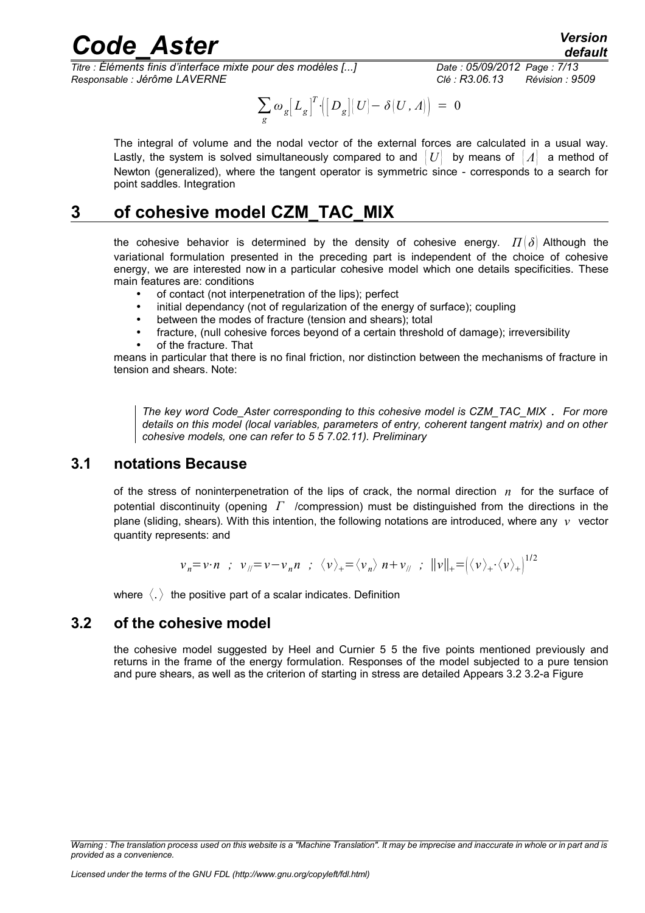$$\sum_g \omega_g \left[L_g\right]^T \cdot \left(\left[D_g\right]\left(U\right) - \delta\left(U, \Lambda\right)\right) = 0$$

The integral of volume and the nodal vector of the external forces are calculated in a usual way. Lastly, the system is solved simultaneously compared to and $|U|$ by means of $|\Lambda|$ a method of Newton (generalized), where the tangent operator is symmetric since - corresponds to a search for point saddles. Integration

# 3 of cohesive model CZM_TAC_MIX

the cohesive behavior is determined by the density of cohesive energy. $\Pi(\delta)$ Although the variational formulation presented in the preceding part is independent of the choice of cohesive energy, we are interested now in a particular cohesive model which one details specificities. These main features are: conditions

- of contact (not interpenetration of the lips); perfect
- initial dependancy (not of regularization of the energy of surface); coupling
- between the modes of fracture (tension and shears); total
- fracture, (null cohesive forces beyond of a certain threshold of damage); irreversibility
- of the fracture. That

means in particular that there is no final friction, nor distinction between the mechanisms of fracture in tension and shears. Note:

> *The key word Code_Aster corresponding to this cohesive model is CZM_TAC_MIX . For more details on this model (local variables, parameters of entry, coherent tangent matrix) and on other cohesive models, one can refer to 5 5 7.02.11). Preliminary*

## 3.1 notations Because

of the stress of noninterpenetration of the lips of crack, the normal direction $n$ for the surface of potential discontinuity (opening $\Gamma$ /compression) must be distinguished from the directions in the plane (sliding, shears). With this intention, the following notations are introduced, where any $v$ vector quantity represents: and

$$v_n = v \cdot n \;\; ; \;\; v_{/\!/} = v - v_n n \;\; ; \;\; \langle v \rangle_+ = \langle v_n \rangle \, n + v_{/\!/} \;\; ; \;\; \|v\|_+ = \left(\langle v \rangle_+ \cdot \langle v \rangle_+\right)^{1/2}$$

where $\langle . \rangle$ the positive part of a scalar indicates. Definition

## 3.2 of the cohesive model

the cohesive model suggested by Heel and Curnier 5 5 the five points mentioned previously and returns in the frame of the energy formulation. Responses of the model subjected to a pure tension and pure shears, as well as the criterion of starting in stress are detailed Appears 3.2 3.2-a Figure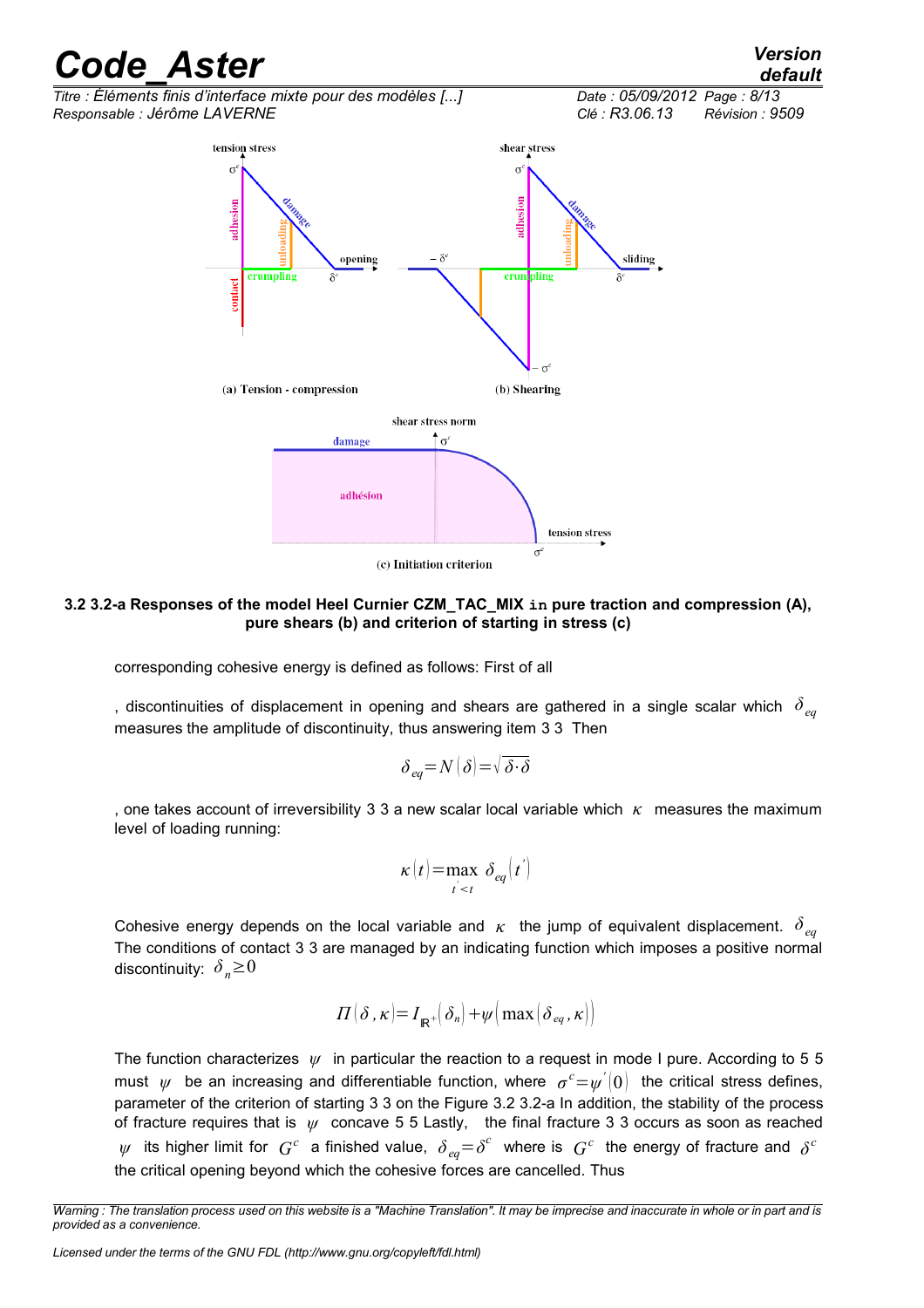**3.2 3.2-a Responses of the model Heel Curnier CZM_TAC_MIX `in` pure traction and compression (A), pure shears (b) and criterion of starting in stress (c)**

corresponding cohesive energy is defined as follows: First of all

, discontinuities of displacement in opening and shears are gathered in a single scalar which $\delta_{eq}$ measures the amplitude of discontinuity, thus answering item 3 3 Then

$$\delta_{eq} = N(\delta) = \sqrt{\delta \cdot \delta}$$

, one takes account of irreversibility 3 3 a new scalar local variable which $\kappa$ measures the maximum level of loading running:

$$\kappa(t) = \max_{t' < t} \delta_{eq}(t')$$

Cohesive energy depends on the local variable and $\kappa$ the jump of equivalent displacement. $\delta_{eq}$ The conditions of contact 3 3 are managed by an indicating function which imposes a positive normal discontinuity: $\delta_n \geq 0$

$$\Pi(\delta, \kappa) = I_{\mathbb{R}^+}(\delta_n) + \psi(\max(\delta_{eq}, \kappa))$$

The function characterizes $\psi$ in particular the reaction to a request in mode I pure. According to 5 5 must $\psi$ be an increasing and differentiable function, where $\sigma^c = \psi'(0)$ the critical stress defines, parameter of the criterion of starting 3 3 on the Figure 3.2 3.2-a In addition, the stability of the process of fracture requires that is $\psi$ concave 5 5 Lastly, the final fracture 3 3 occurs as soon as reached $\psi$ its higher limit for $G^c$ a finished value, $\delta_{eq} = \delta^c$ where is $G^c$ the energy of fracture and $\delta^c$ the critical opening beyond which the cohesive forces are cancelled. Thus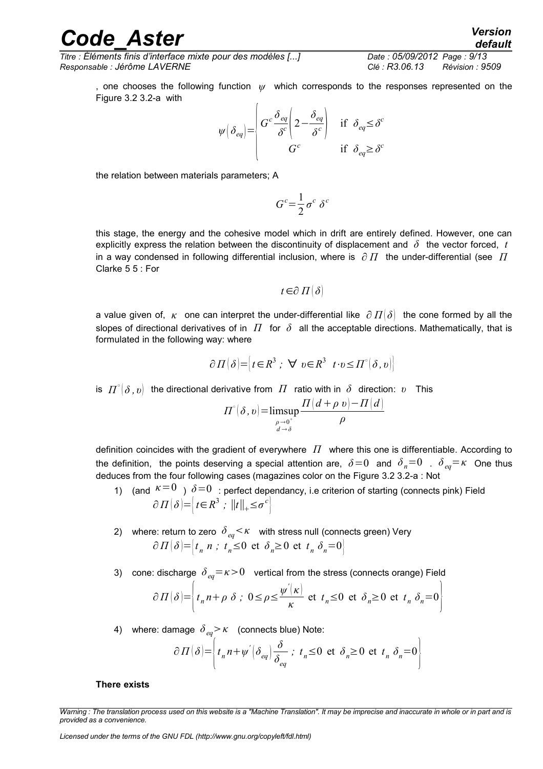, one chooses the following function $\psi$ which corresponds to the responses represented on the Figure 3.2 3.2-a with

$$\psi\left(\delta_{eq}\right)=\begin{cases} G^c \dfrac{\delta_{eq}}{\delta^c}\left(2-\dfrac{\delta_{eq}}{\delta^c}\right) & \text{if } \delta_{eq}\leq\delta^c \\ G^c & \text{if } \delta_{eq}\geq\delta^c \end{cases}$$

the relation between materials parameters; A

$$G^c=\frac{1}{2}\sigma^c\,\delta^c$$

this stage, the energy and the cohesive model which in drift are entirely defined. However, one can explicitly express the relation between the discontinuity of displacement and $\delta$ the vector forced, $t$ in a way condensed in following differential inclusion, where is $\partial\Pi$ the under-differential (see $\Pi$ Clarke 5 5 : For

$$t\in\partial\Pi\left(\delta\right)$$

a value given of, $\kappa$ one can interpret the under-differential like $\partial\Pi\left(\delta\right)$ the cone formed by all the slopes of directional derivatives of in $\Pi$ for $\delta$ all the acceptable directions. Mathematically, that is formulated in the following way: where

$$\partial\Pi\left(\delta\right)=\left\{t\in R^3\;;\;\forall\; v\in R^3\;\; t\cdot v\leq\Pi^{\circ}\left(\delta,v\right)\right\}$$

is $\Pi^{\circ}\left(\delta,v\right)$ the directional derivative from $\Pi$ ratio with in $\delta$ direction: $v$ This

$$\Pi^{\circ}\left(\delta,v\right)=\limsup_{\substack{\rho\to0^+\\ d\to\delta}}\frac{\Pi\left(d+\rho\,v\right)-\Pi\left(d\right)}{\rho}$$

definition coincides with the gradient of everywhere $\Pi$ where this one is differentiable. According to the definition, the points deserving a special attention are, $\delta=0$ and $\delta_n=0$ . $\delta_{eq}=\kappa$ One thus deduces from the four following cases (magazines color on the Figure 3.2 3.2-a : Not

1) (and $\kappa=0$ ) $\delta=0$ : perfect dependancy, i.e criterion of starting (connects pink) Field
$$\partial\Pi\left(\delta\right)=\left\{t\in R^3\;;\;\|t\|_+\leq\sigma^c\right\}$$

2) where: return to zero $\delta_{eq}<\kappa$ with stress null (connects green) Very
$$\partial\Pi\left(\delta\right)=\left\{t_n\,n\;;\;t_n\leq0\text{ et }\delta_n\geq0\text{ et }t_n\,\delta_n=0\right\}$$

3) cone: discharge $\delta_{eq}=\kappa>0$ vertical from the stress (connects orange) Field
$$\partial\Pi\left(\delta\right)=\left\{t_n n+\rho\,\delta\;;\;0\leq\rho\leq\frac{\psi'\left(\kappa\right)}{\kappa}\text{ et }t_n\leq0\text{ et }\delta_n\geq0\text{ et }t_n\,\delta_n=0\right\}$$

4) where: damage $\delta_{eq}>\kappa$ (connects blue) Note:
$$\partial\Pi\left(\delta\right)=\left\{t_n n+\psi'\left(\delta_{eq}\right)\frac{\delta}{\delta_{eq}}\;;\;t_n\leq0\text{ et }\delta_n\geq0\text{ et }t_n\,\delta_n=0\right\}$$

**There exists**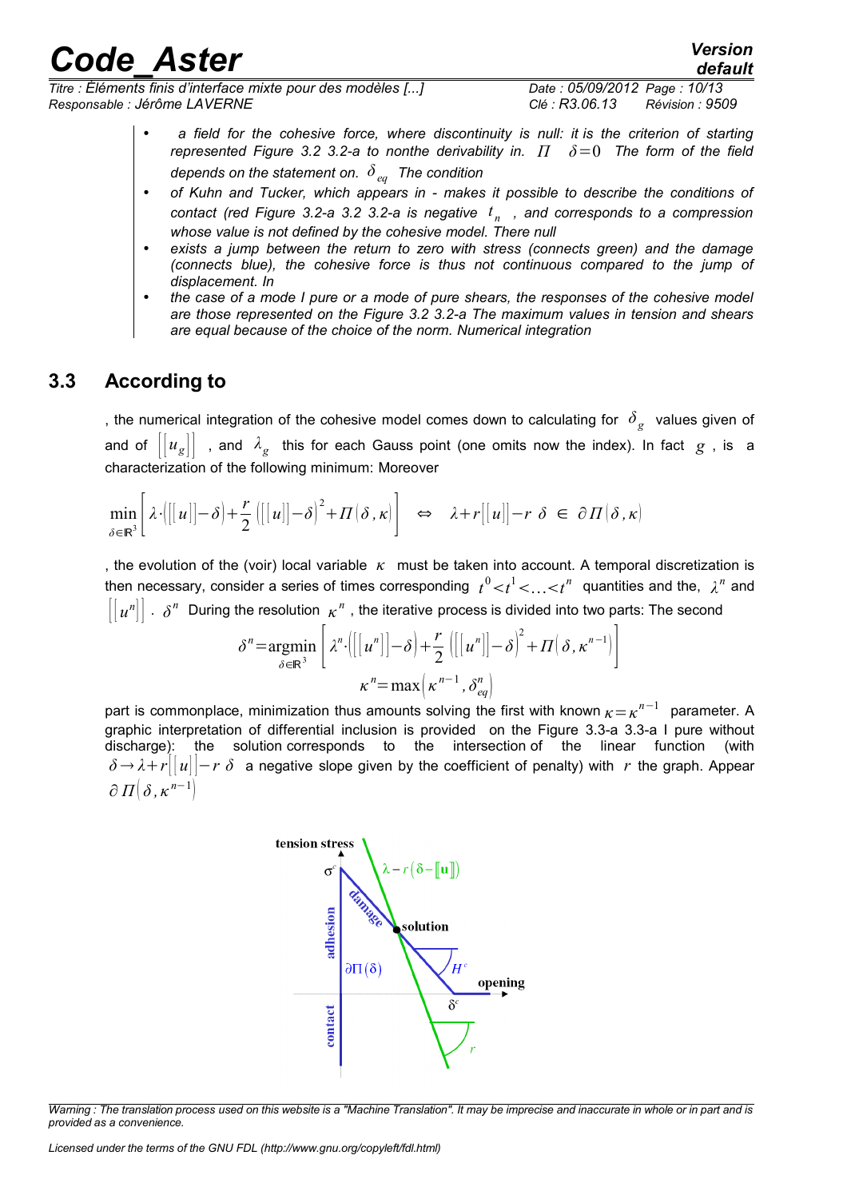- a field for the cohesive force, where discontinuity is null: it is the criterion of starting represented Figure 3.2 3.2-a to nonthe derivability in. $\Pi$ $\delta=0$ The form of the field depends on the statement on. $\delta_{eq}$ The condition
- of Kuhn and Tucker, which appears in - makes it possible to describe the conditions of contact (red Figure 3.2-a 3.2 3.2-a is negative $t_n$ , and corresponds to a compression whose value is not defined by the cohesive model. There null
- exists a jump between the return to zero with stress (connects green) and the damage (connects blue), the cohesive force is thus not continuous compared to the jump of displacement. In
- the case of a mode I pure or a mode of pure shears, the responses of the cohesive model are those represented on the Figure 3.2 3.2-a The maximum values in tension and shears are equal because of the choice of the norm. Numerical integration

## 3.3 According to

, the numerical integration of the cohesive model comes down to calculating for $\delta_g$ values given of and of $[[u_g]]$ , and $\lambda_g$ this for each Gauss point (one omits now the index). In fact $g$ , is a characterization of the following minimum: Moreover

$$\min_{\delta\in\mathbb{R}^3}\left[\lambda\cdot([[u]]-\delta)+\frac{r}{2}([[u]]-\delta)^2+\Pi(\delta,\kappa)\right] \quad\Leftrightarrow\quad \lambda+r[[u]]-r\;\delta\;\in\;\partial\Pi(\delta,\kappa)$$

, the evolution of the (voir) local variable $\kappa$ must be taken into account. A temporal discretization is then necessary, consider a series of times corresponding $t^0<t^1<\ldots<t^n$ quantities and the, $\lambda^n$ and $[[u^n]]$ . $\delta^n$ During the resolution $\kappa^n$ , the iterative process is divided into two parts: The second

$$\delta^n=\underset{\delta\in\mathbb{R}^3}{\operatorname{argmin}}\left[\lambda^n\cdot([[u^n]]-\delta)+\frac{r}{2}([[u^n]]-\delta)^2+\Pi(\delta,\kappa^{n-1})\right]$$

$$\kappa^n=\max\left(\kappa^{n-1},\delta_{eq}^n\right)$$

part is commonplace, minimization thus amounts solving the first with known $\kappa=\kappa^{n-1}$ parameter. A graphic interpretation of differential inclusion is provided on the Figure 3.3-a 3.3-a I pure without discharge): the solution corresponds to the intersection of the linear function (with $\delta\rightarrow\lambda+r[[u]]-r\;\delta$ a negative slope given by the coefficient of penalty) with $r$ the graph. Appear $\partial\Pi(\delta,\kappa^{n-1})$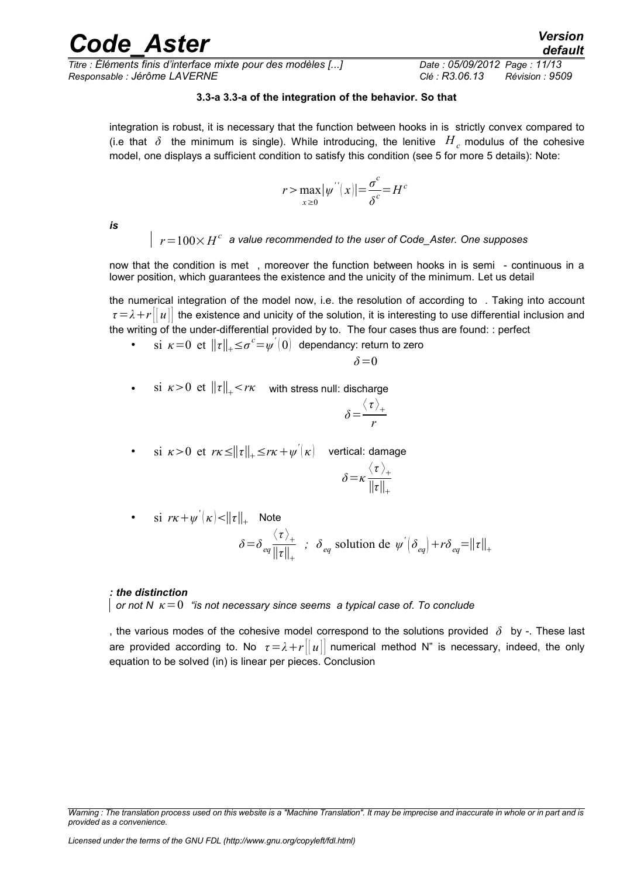**3.3-a 3.3-a of the integration of the behavior. So that**

integration is robust, it is necessary that the function between hooks in is strictly convex compared to (i.e that $\delta$ the minimum is single). While introducing, the lenitive $H_c$ modulus of the cohesive model, one displays a sufficient condition to satisfy this condition (see 5 for more 5 details): Note:

$$r > \max_{x \geq 0} |\psi^{''}(x)| = \frac{\sigma^c}{\delta^c} = H^c$$

***is***

| $r = 100 \times H^c$ *a value recommended to the user of Code_Aster. One supposes*

now that the condition is met , moreover the function between hooks in is semi - continuous in a lower position, which guarantees the existence and the unicity of the minimum. Let us detail

the numerical integration of the model now, i.e. the resolution of according to . Taking into account $\tau = \lambda + r[[u]]$ the existence and unicity of the solution, it is interesting to use differential inclusion and the writing of the under-differential provided by to. The four cases thus are found: : perfect

- si $\kappa = 0$ et $\|\tau\|_+ \leq \sigma^c = \psi^{'}(0)$ dependancy: return to zero

$$\delta = 0$$

- si $\kappa > 0$ et $\|\tau\|_+ < r\kappa$ with stress null: discharge

$$\delta = \frac{\langle \tau \rangle_+}{r}$$

- si $\kappa > 0$ et $r\kappa \leq \|\tau\|_+ \leq r\kappa + \psi^{'}(\kappa)$ vertical: damage

$$\delta = \kappa \frac{\langle \tau \rangle_+}{\|\tau\|_+}$$

- si $r\kappa + \psi^{'}(\kappa) < \|\tau\|_+$ Note

$$\delta = \delta_{eq} \frac{\langle \tau \rangle_+}{\|\tau\|_+} \ ; \ \delta_{eq} \text{ solution de } \psi^{'}(\delta_{eq}) + r\delta_{eq} = \|\tau\|_+$$

***: the distinction***

| *or not N* $\kappa = 0$ *"is not necessary since seems a typical case of. To conclude*

, the various modes of the cohesive model correspond to the solutions provided $\delta$ by -. These last are provided according to. No $\tau = \lambda + r[[u]]$ numerical method N" is necessary, indeed, the only equation to be solved (in) is linear per pieces. Conclusion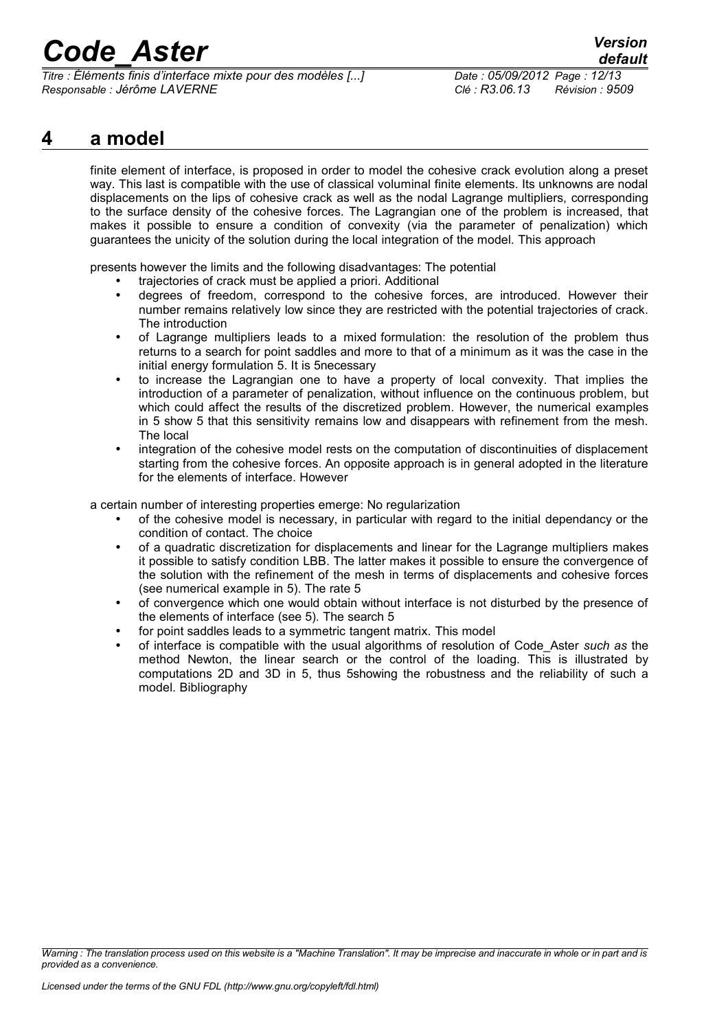# 4 a model

finite element of interface, is proposed in order to model the cohesive crack evolution along a preset way. This last is compatible with the use of classical voluminal finite elements. Its unknowns are nodal displacements on the lips of cohesive crack as well as the nodal Lagrange multipliers, corresponding to the surface density of the cohesive forces. The Lagrangian one of the problem is increased, that makes it possible to ensure a condition of convexity (via the parameter of penalization) which guarantees the unicity of the solution during the local integration of the model. This approach

presents however the limits and the following disadvantages: The potential

- trajectories of crack must be applied a priori. Additional
- degrees of freedom, correspond to the cohesive forces, are introduced. However their number remains relatively low since they are restricted with the potential trajectories of crack. The introduction
- of Lagrange multipliers leads to a mixed formulation: the resolution of the problem thus returns to a search for point saddles and more to that of a minimum as it was the case in the initial energy formulation 5. It is 5necessary
- to increase the Lagrangian one to have a property of local convexity. That implies the introduction of a parameter of penalization, without influence on the continuous problem, but which could affect the results of the discretized problem. However, the numerical examples in 5 show 5 that this sensitivity remains low and disappears with refinement from the mesh. The local
- integration of the cohesive model rests on the computation of discontinuities of displacement starting from the cohesive forces. An opposite approach is in general adopted in the literature for the elements of interface. However

a certain number of interesting properties emerge: No regularization

- of the cohesive model is necessary, in particular with regard to the initial dependancy or the condition of contact. The choice
- of a quadratic discretization for displacements and linear for the Lagrange multipliers makes it possible to satisfy condition LBB. The latter makes it possible to ensure the convergence of the solution with the refinement of the mesh in terms of displacements and cohesive forces (see numerical example in 5). The rate 5
- of convergence which one would obtain without interface is not disturbed by the presence of the elements of interface (see 5). The search 5
- for point saddles leads to a symmetric tangent matrix. This model
- of interface is compatible with the usual algorithms of resolution of Code_Aster *such as* the method Newton, the linear search or the control of the loading. This is illustrated by computations 2D and 3D in 5, thus 5showing the robustness and the reliability of such a model. Bibliography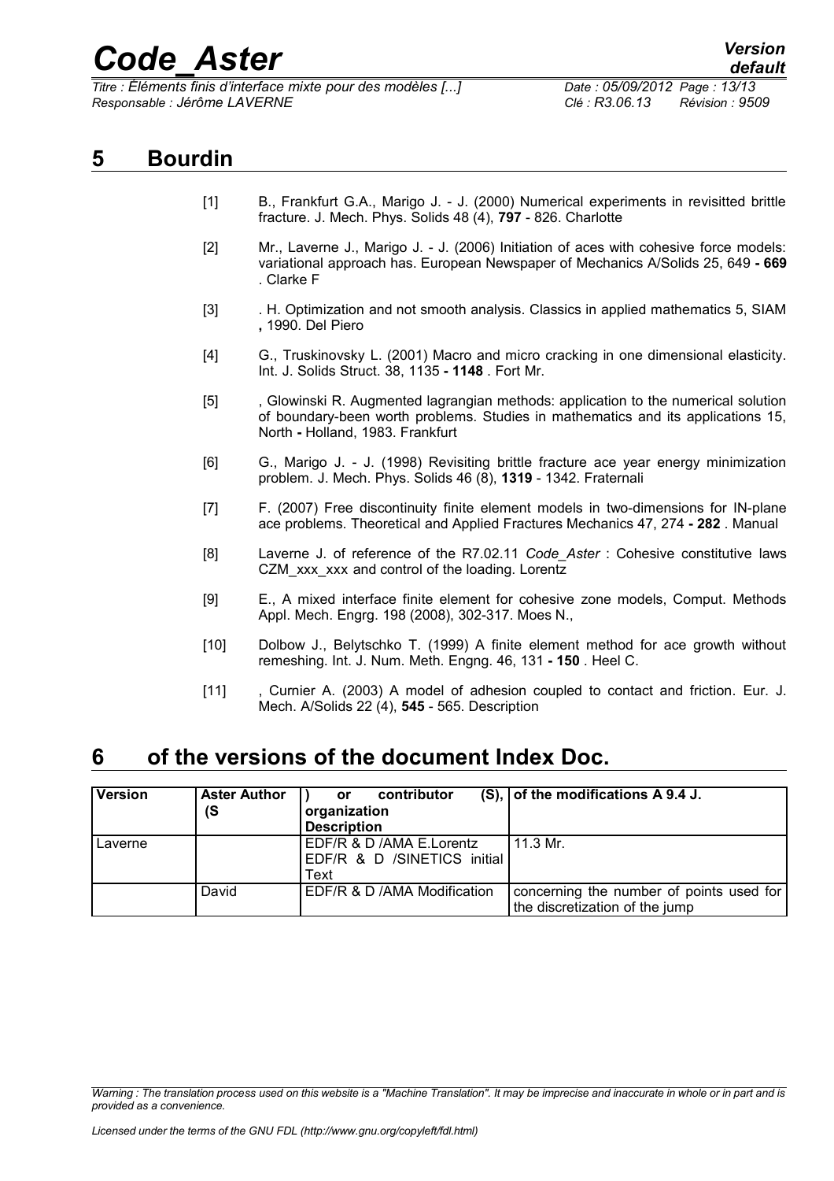## 5 Bourdin

[1] B., Frankfurt G.A., Marigo J. - J. (2000) Numerical experiments in revisitted brittle fracture. J. Mech. Phys. Solids 48 (4), **797** - 826. Charlotte

[2] Mr., Laverne J., Marigo J. - J. (2006) Initiation of aces with cohesive force models: variational approach has. European Newspaper of Mechanics A/Solids 25, 649 **- 669** . Clarke F

[3] . H. Optimization and not smooth analysis. Classics in applied mathematics 5, SIAM **,** 1990. Del Piero

[4] G., Truskinovsky L. (2001) Macro and micro cracking in one dimensional elasticity. Int. J. Solids Struct. 38, 1135 **- 1148** . Fort Mr.

[5] , Glowinski R. Augmented lagrangian methods: application to the numerical solution of boundary-been worth problems. Studies in mathematics and its applications 15, North **-** Holland, 1983. Frankfurt

[6] G., Marigo J. - J. (1998) Revisiting brittle fracture ace year energy minimization problem. J. Mech. Phys. Solids 46 (8), **1319** - 1342. Fraternali

[7] F. (2007) Free discontinuity finite element models in two-dimensions for IN-plane ace problems. Theoretical and Applied Fractures Mechanics 47, 274 **- 282** . Manual

[8] Laverne J. of reference of the R7.02.11 *Code_Aster* : Cohesive constitutive laws CZM_xxx_xxx and control of the loading. Lorentz

[9] E., A mixed interface finite element for cohesive zone models, Comput. Methods Appl. Mech. Engrg. 198 (2008), 302-317. Moes N.,

[10] Dolbow J., Belytschko T. (1999) A finite element method for ace growth without remeshing. Int. J. Num. Meth. Engng. 46, 131 **- 150** . Heel C.

[11] , Curnier A. (2003) A model of adhesion coupled to contact and friction. Eur. J. Mech. A/Solids 22 (4), **545** - 565. Description

## 6 of the versions of the document Index Doc.

| Version | Aster Author (S | ) or contributor (S), organization Description | of the modifications A 9.4 J. |
|---|---|---|---|
| Laverne | | EDF/R & D /AMA E.Lorentz EDF/R & D /SINETICS initial Text | 11.3 Mr. |
| | David | EDF/R & D /AMA Modification | concerning the number of points used for the discretization of the jump |